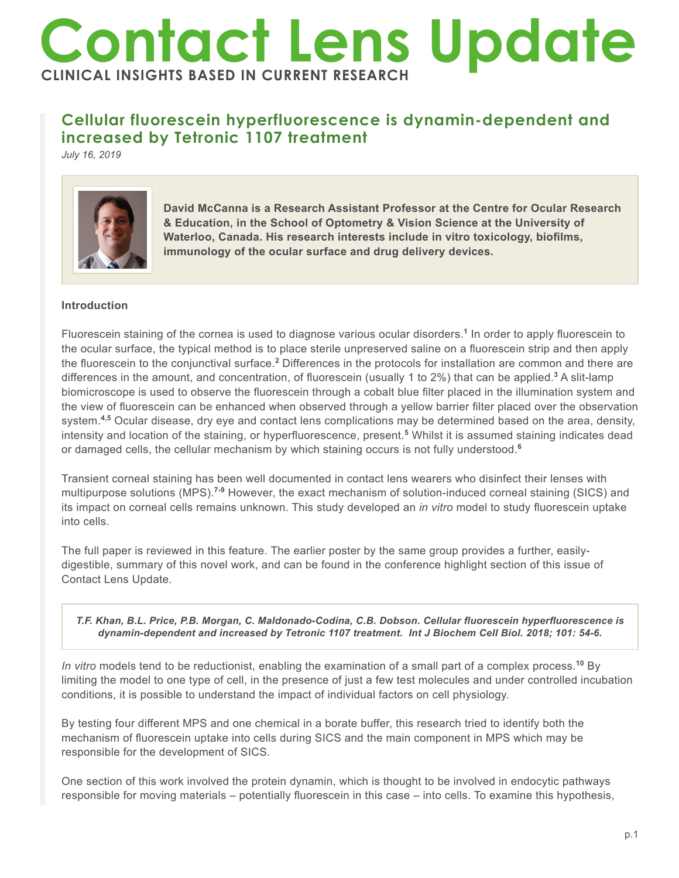# Contact Lens Update

**CLINICAL INSIGHTS BASED IN CURRENT RESEARCH**

## Cellular fluorescein hyperfluorescence is dynamin-dependent and increased by Tetronic 1107 treatment

*July 16, 2019*

**David McCanna is a Research Assistant Professor at the Centre for Ocular Research & Education, in the School of Optometry & Vision Science at the University of Waterloo, Canada. His research interests include in vitro toxicology, biofilms, immunology of the ocular surface and drug delivery devices.**

### Introduction

Fluorescein staining of the cornea is used to diagnose various ocular disorders.[1] In order to apply fluorescein to the ocular surface, the typical method is to place sterile unpreserved saline on a fluorescein strip and then apply the fluorescein to the conjunctival surface.[2] Differences in the protocols for installation are common and there are differences in the amount, and concentration, of fluorescein (usually 1 to 2%) that can be applied.[3] A slit-lamp biomicroscope is used to observe the fluorescein through a cobalt blue filter placed in the illumination system and the view of fluorescein can be enhanced when observed through a yellow barrier filter placed over the observation system.[4,5] Ocular disease, dry eye and contact lens complications may be determined based on the area, density, intensity and location of the staining, or hyperfluorescence, present.[5] Whilst it is assumed staining indicates dead or damaged cells, the cellular mechanism by which staining occurs is not fully understood.[6]

Transient corneal staining has been well documented in contact lens wearers who disinfect their lenses with multipurpose solutions (MPS).[7-9] However, the exact mechanism of solution-induced corneal staining (SICS) and its impact on corneal cells remains unknown. This study developed an *in vitro* model to study fluorescein uptake into cells.

The full paper is reviewed in this feature. The earlier poster by the same group provides a further, easily-digestible, summary of this novel work, and can be found in the conference highlight section of this issue of Contact Lens Update.

> ***T.F. Khan, B.L. Price, P.B. Morgan, C. Maldonado-Codina, C.B. Dobson. Cellular fluorescein hyperfluorescence is dynamin-dependent and increased by Tetronic 1107 treatment. Int J Biochem Cell Biol. 2018; 101: 54-6.***

*In vitro* models tend to be reductionist, enabling the examination of a small part of a complex process.[10] By limiting the model to one type of cell, in the presence of just a few test molecules and under controlled incubation conditions, it is possible to understand the impact of individual factors on cell physiology.

By testing four different MPS and one chemical in a borate buffer, this research tried to identify both the mechanism of fluorescein uptake into cells during SICS and the main component in MPS which may be responsible for the development of SICS.

One section of this work involved the protein dynamin, which is thought to be involved in endocytic pathways responsible for moving materials – potentially fluorescein in this case – into cells. To examine this hypothesis,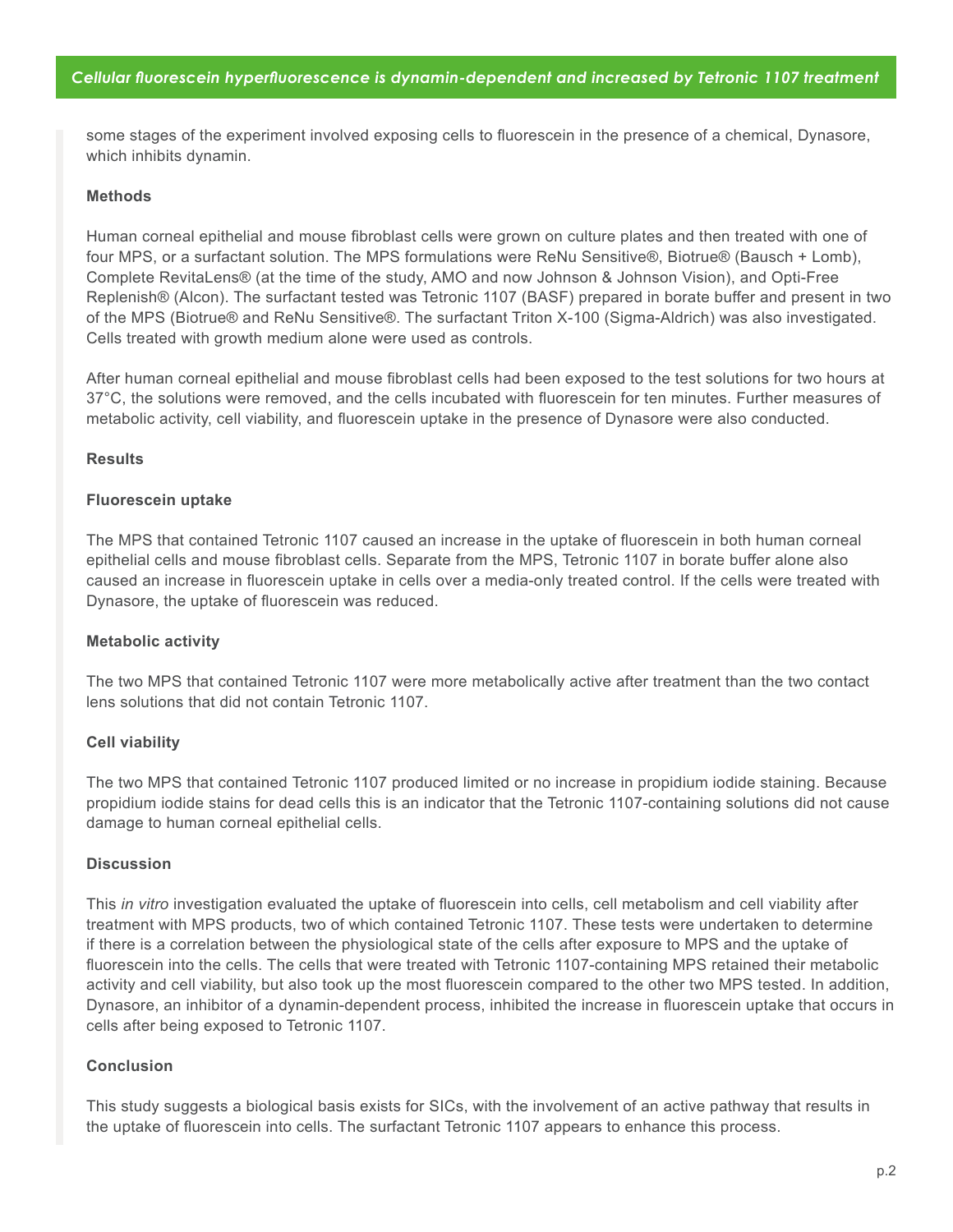some stages of the experiment involved exposing cells to fluorescein in the presence of a chemical, Dynasore, which inhibits dynamin.

**Methods**

Human corneal epithelial and mouse fibroblast cells were grown on culture plates and then treated with one of four MPS, or a surfactant solution. The MPS formulations were ReNu Sensitive®, Biotrue® (Bausch + Lomb), Complete RevitaLens® (at the time of the study, AMO and now Johnson & Johnson Vision), and Opti-Free Replenish® (Alcon). The surfactant tested was Tetronic 1107 (BASF) prepared in borate buffer and present in two of the MPS (Biotrue® and ReNu Sensitive®. The surfactant Triton X-100 (Sigma-Aldrich) was also investigated. Cells treated with growth medium alone were used as controls.

After human corneal epithelial and mouse fibroblast cells had been exposed to the test solutions for two hours at 37°C, the solutions were removed, and the cells incubated with fluorescein for ten minutes. Further measures of metabolic activity, cell viability, and fluorescein uptake in the presence of Dynasore were also conducted.

**Results**

**Fluorescein uptake**

The MPS that contained Tetronic 1107 caused an increase in the uptake of fluorescein in both human corneal epithelial cells and mouse fibroblast cells. Separate from the MPS, Tetronic 1107 in borate buffer alone also caused an increase in fluorescein uptake in cells over a media-only treated control. If the cells were treated with Dynasore, the uptake of fluorescein was reduced.

**Metabolic activity**

The two MPS that contained Tetronic 1107 were more metabolically active after treatment than the two contact lens solutions that did not contain Tetronic 1107.

**Cell viability**

The two MPS that contained Tetronic 1107 produced limited or no increase in propidium iodide staining. Because propidium iodide stains for dead cells this is an indicator that the Tetronic 1107-containing solutions did not cause damage to human corneal epithelial cells.

**Discussion**

This *in vitro* investigation evaluated the uptake of fluorescein into cells, cell metabolism and cell viability after treatment with MPS products, two of which contained Tetronic 1107. These tests were undertaken to determine if there is a correlation between the physiological state of the cells after exposure to MPS and the uptake of fluorescein into the cells. The cells that were treated with Tetronic 1107-containing MPS retained their metabolic activity and cell viability, but also took up the most fluorescein compared to the other two MPS tested. In addition, Dynasore, an inhibitor of a dynamin-dependent process, inhibited the increase in fluorescein uptake that occurs in cells after being exposed to Tetronic 1107.

**Conclusion**

This study suggests a biological basis exists for SICs, with the involvement of an active pathway that results in the uptake of fluorescein into cells. The surfactant Tetronic 1107 appears to enhance this process.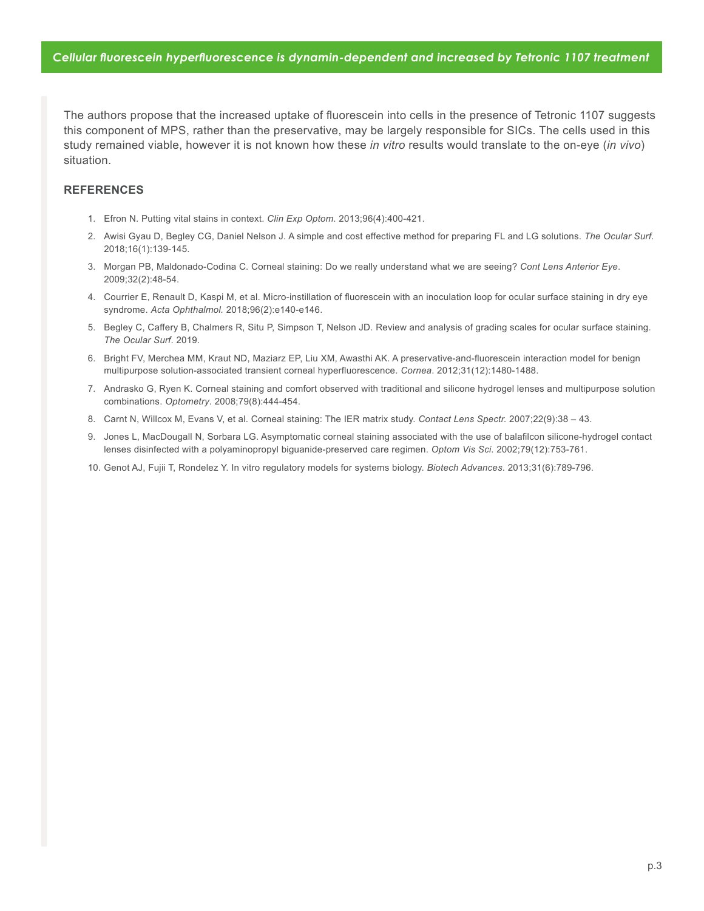## *Cellular fluorescein hyperfluorescence is dynamin-dependent and increased by Tetronic 1107 treatment*

The authors propose that the increased uptake of fluorescein into cells in the presence of Tetronic 1107 suggests this component of MPS, rather than the preservative, may be largely responsible for SICs. The cells used in this study remained viable, however it is not known how these *in vitro* results would translate to the on-eye (*in vivo*) situation.

### REFERENCES

1. Efron N. Putting vital stains in context. *Clin Exp Optom*. 2013;96(4):400-421.
2. Awisi Gyau D, Begley CG, Daniel Nelson J. A simple and cost effective method for preparing FL and LG solutions. *The Ocular Surf*. 2018;16(1):139-145.
3. Morgan PB, Maldonado-Codina C. Corneal staining: Do we really understand what we are seeing? *Cont Lens Anterior Eye*. 2009;32(2):48-54.
4. Courrier E, Renault D, Kaspi M, et al. Micro-instillation of fluorescein with an inoculation loop for ocular surface staining in dry eye syndrome. *Acta Ophthalmol.* 2018;96(2):e140-e146.
5. Begley C, Caffery B, Chalmers R, Situ P, Simpson T, Nelson JD. Review and analysis of grading scales for ocular surface staining. *The Ocular Surf*. 2019.
6. Bright FV, Merchea MM, Kraut ND, Maziarz EP, Liu XM, Awasthi AK. A preservative-and-fluorescein interaction model for benign multipurpose solution-associated transient corneal hyperfluorescence. *Cornea*. 2012;31(12):1480-1488.
7. Andrasko G, Ryen K. Corneal staining and comfort observed with traditional and silicone hydrogel lenses and multipurpose solution combinations. *Optometry*. 2008;79(8):444-454.
8. Carnt N, Willcox M, Evans V, et al. Corneal staining: The IER matrix study. *Contact Lens Spectr.* 2007;22(9):38 – 43.
9. Jones L, MacDougall N, Sorbara LG. Asymptomatic corneal staining associated with the use of balafilcon silicone-hydrogel contact lenses disinfected with a polyaminopropyl biguanide-preserved care regimen. *Optom Vis Sci*. 2002;79(12):753-761.
10. Genot AJ, Fujii T, Rondelez Y. In vitro regulatory models for systems biology. *Biotech Advances*. 2013;31(6):789-796.